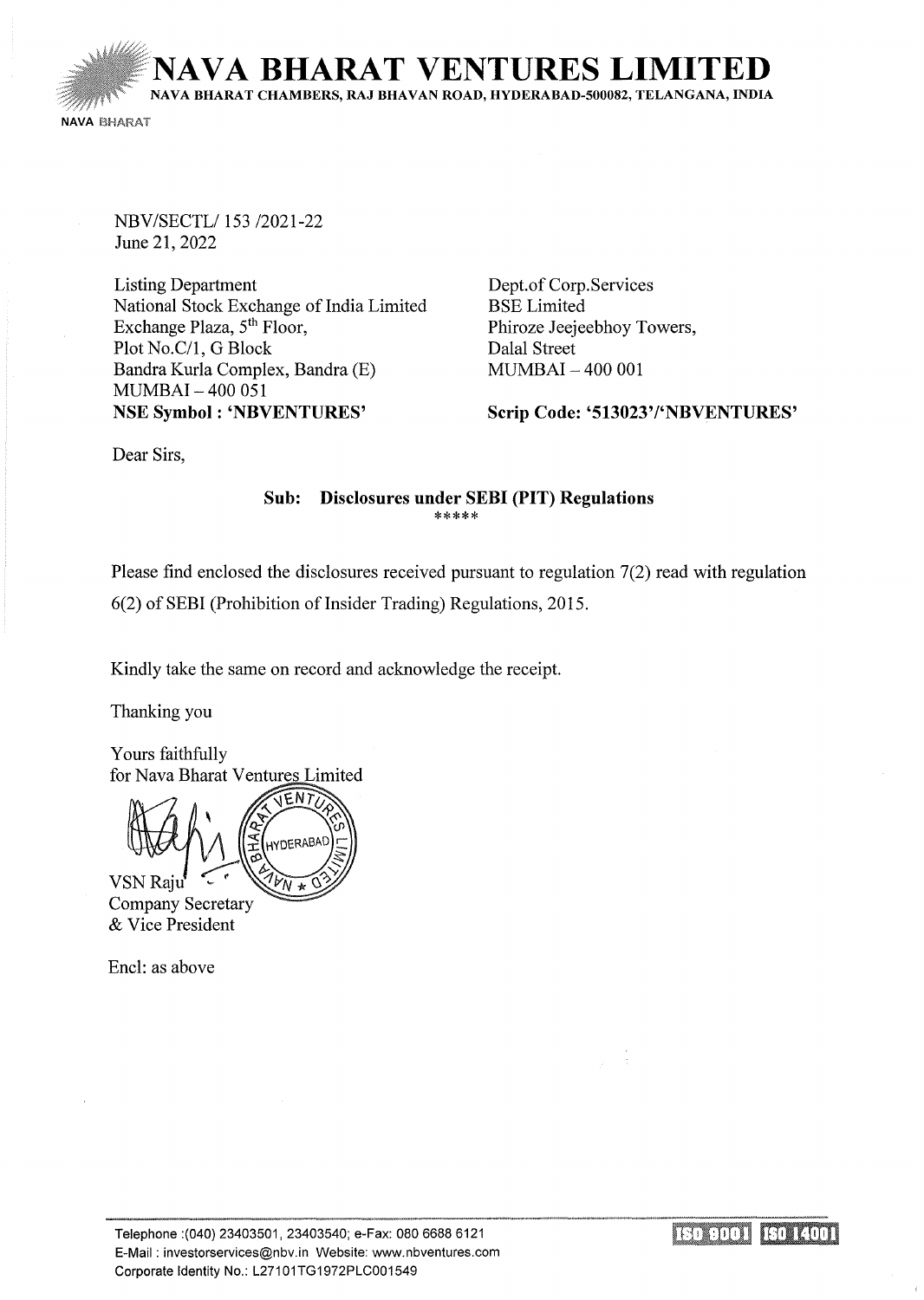# NAVA BHARAT VENTURES LIMITED

NAVA BHARAT CHAMBERS, RAJ BHAVAN ROAD, HYDERABAD-500082, TELANGANA, INDIA

NAVA BHARAT

NBV/SECTL/ 153 /2021-22
June 21, 2022

Listing Department
National Stock Exchange of India Limited
Exchange Plaza, 5th Floor,
Plot No.C/1, G Block
Bandra Kurla Complex, Bandra (E)
MUMBAI – 400 051
**NSE Symbol : 'NBVENTURES'**

Dept.of Corp.Services
BSE Limited
Phiroze Jeejeebhoy Towers,
Dalal Street
MUMBAI – 400 001
**Scrip Code: '513023'/'NBVENTURES'**

Dear Sirs,

**Sub: Disclosures under SEBI (PIT) Regulations**

*****

Please find enclosed the disclosures received pursuant to regulation 7(2) read with regulation 6(2) of SEBI (Prohibition of Insider Trading) Regulations, 2015.

Kindly take the same on record and acknowledge the receipt.

Thanking you

Yours faithfully
for Nava Bharat Ventures Limited

VSN Raju
Company Secretary
& Vice President

Encl: as above

Telephone :(040) 23403501, 23403540; e-Fax: 080 6688 6121
E-Mail : investorservices@nbv.in Website: www.nbventures.com
Corporate Identity No.: L27101TG1972PLC001549

ISO 9001 ISO 14001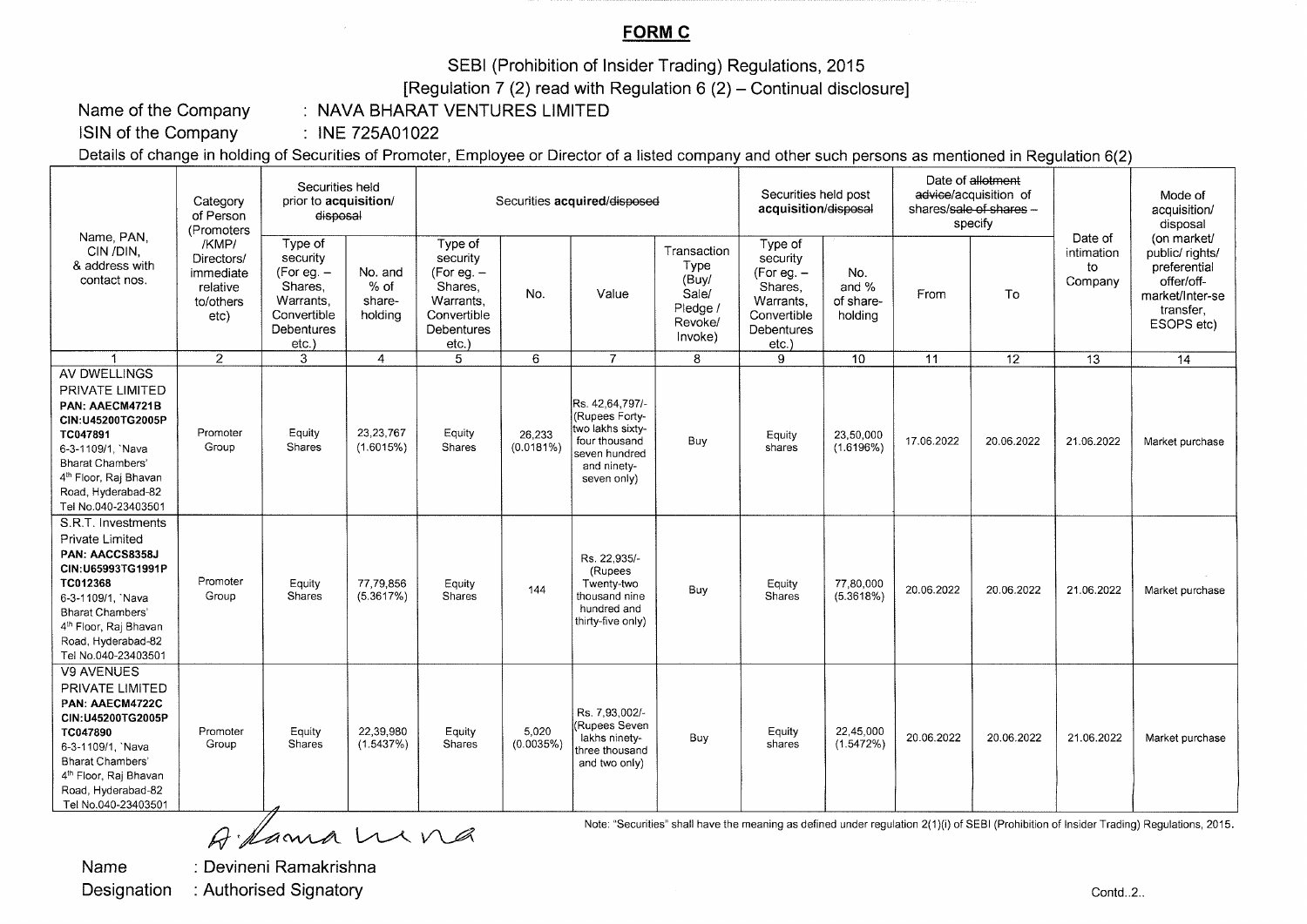## FORM C

SEBI (Prohibition of Insider Trading) Regulations, 2015

[Regulation 7 (2) read with Regulation 6 (2) – Continual disclosure]

Name of the Company : NAVA BHARAT VENTURES LIMITED

ISIN of the Company : INE 725A01022

Details of change in holding of Securities of Promoter, Employee or Director of a listed company and other such persons as mentioned in Regulation 6(2)

| Name, PAN, CIN /DIN, & address with contact nos. | Category of Person (Promoters /KMP/ Directors/ immediate relative to/others etc) | Securities held prior to **acquisition**/ ~~disposal~~ | | Securities **acquired**/~~disposed~~ | | | | Securities held post **acquisition**/~~disposal~~ | | Date of ~~allotment advice~~/acquisition of shares/~~sale of shares~~ – specify | | Date of intimation to Company | Mode of acquisition/ disposal (on market/ public/ rights/ preferential offer/off-market/Inter-se transfer, ESOPS etc) |
|---|---|---|---|---|---|---|---|---|---|---|---|---|---|
| | | Type of security (For eg. – Shares, Warrants, Convertible Debentures etc.) | No. and % of share-holding | Type of security (For eg. – Shares, Warrants, Convertible Debentures etc.) | No. | Value | Transaction Type (Buy/ Sale/ Pledge / Revoke/ Invoke) | Type of security (For eg. – Shares, Warrants, Convertible Debentures etc.) | No. and % of share-holding | From | To | | |
| 1 | 2 | 3 | 4 | 5 | 6 | 7 | 8 | 9 | 10 | 11 | 12 | 13 | 14 |
| AV DWELLINGS PRIVATE LIMITED **PAN: AAECM4721B** **CIN:U45200TG2005PTC047891** 6-3-1109/1, 'Nava Bharat Chambers' 4th Floor, Raj Bhavan Road, Hyderabad-82 Tel No.040-23403501 | Promoter Group | Equity Shares | 23,23,767 (1.6015%) | Equity Shares | 26,233 (0.0181%) | Rs. 42,64,797/- (Rupees Forty-two lakhs sixty-four thousand seven hundred and ninety-seven only) | Buy | Equity shares | 23,50,000 (1.6196%) | 17.06.2022 | 20.06.2022 | 21.06.2022 | Market purchase |
| S.R.T. Investments Private Limited **PAN: AACCS8358J** **CIN:U65993TG1991PTC012368** 6-3-1109/1, 'Nava Bharat Chambers' 4th Floor, Raj Bhavan Road, Hyderabad-82 Tel No.040-23403501 | Promoter Group | Equity Shares | 77,79,856 (5.3617%) | Equity Shares | 144 | Rs. 22,935/- (Rupees Twenty-two thousand nine hundred and thirty-five only) | Buy | Equity Shares | 77,80,000 (5.3618%) | 20.06.2022 | 20.06.2022 | 21.06.2022 | Market purchase |
| V9 AVENUES PRIVATE LIMITED **PAN: AAECM4722C** **CIN:U45200TG2005PTC047890** 6-3-1109/1, 'Nava Bharat Chambers' 4th Floor, Raj Bhavan Road, Hyderabad-82 Tel No.040-23403501 | Promoter Group | Equity Shares | 22,39,980 (1.5437%) | Equity Shares | 5,020 (0.0035%) | Rs. 7,93,002/- (Rupees Seven lakhs ninety-three thousand and two only) | Buy | Equity shares | 22,45,000 (1.5472%) | 20.06.2022 | 20.06.2022 | 21.06.2022 | Market purchase |

Note: "Securities" shall have the meaning as defined under regulation 2(1)(i) of SEBI (Prohibition of Insider Trading) Regulations, 2015.

A. Ramakrishna

Name : Devineni Ramakrishna

Designation : Authorised Signatory

Contd..2..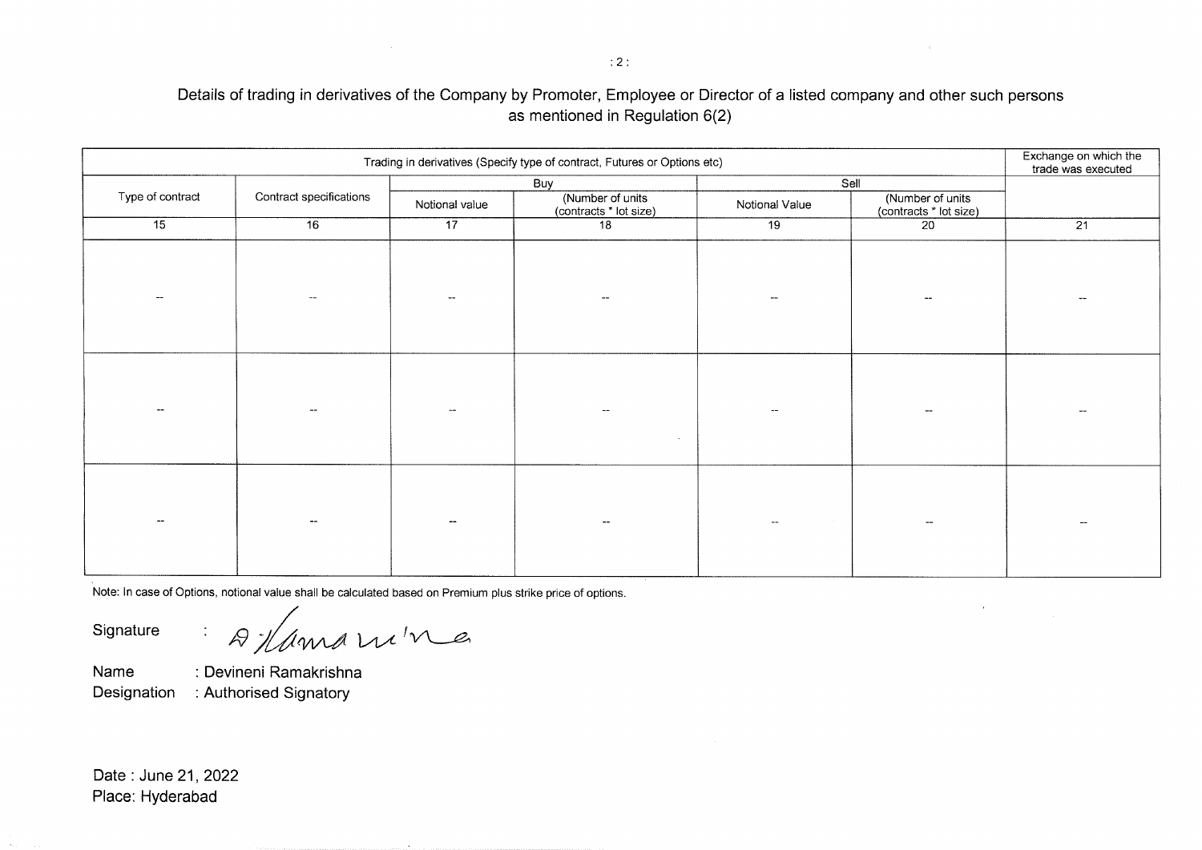Details of trading in derivatives of the Company by Promoter, Employee or Director of a listed company and other such persons as mentioned in Regulation 6(2)

| Trading in derivatives (Specify type of contract, Futures or Options etc) | | | | | | Exchange on which the trade was executed |
|---|---|---|---|---|---|---|
| Type of contract | Contract specifications | Buy | | Sell | | |
| | | Notional value | (Number of units (contracts * lot size) | Notional Value | (Number of units (contracts * lot size) | |
| 15 | 16 | 17 | 18 | 19 | 20 | 21 |
| -- | -- | -- | -- | -- | -- | -- |
| -- | -- | -- | -- | -- | -- | -- |
| -- | -- | -- | -- | -- | -- | -- |

Note: In case of Options, notional value shall be calculated based on Premium plus strike price of options.

Signature : [Signature]

Name : Devineni Ramakrishna

Designation : Authorised Signatory

Date : June 21, 2022

Place: Hyderabad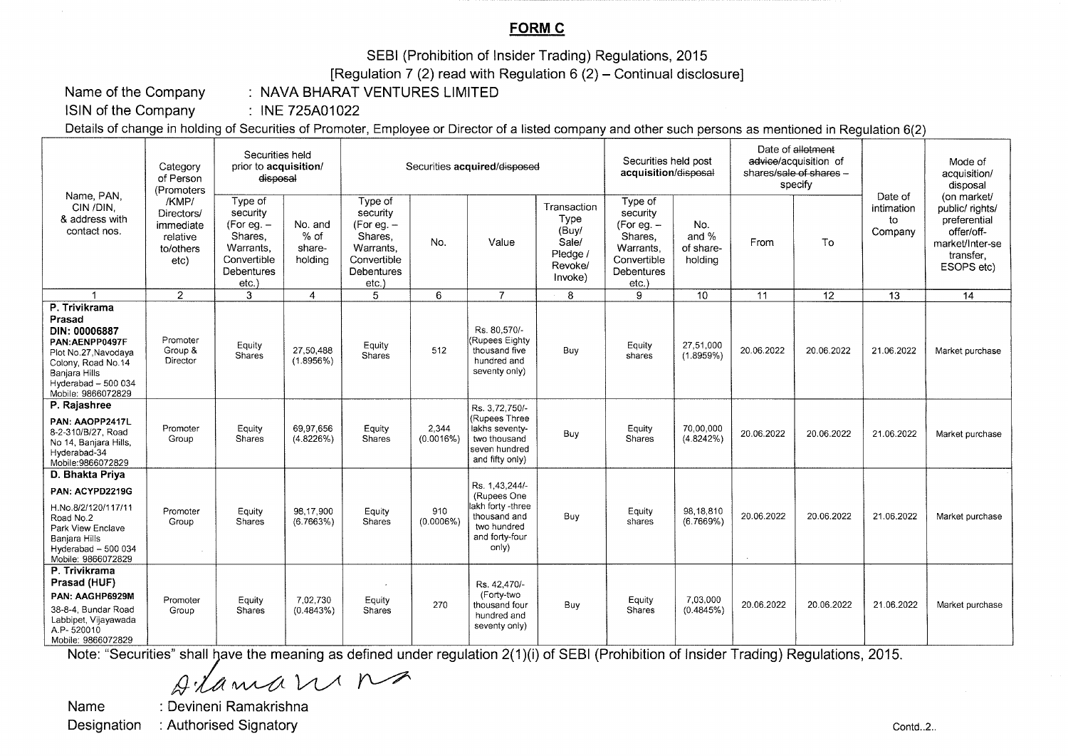## FORM C

SEBI (Prohibition of Insider Trading) Regulations, 2015

[Regulation 7 (2) read with Regulation 6 (2) – Continual disclosure]

Name of the Company : NAVA BHARAT VENTURES LIMITED

ISIN of the Company : INE 725A01022

Details of change in holding of Securities of Promoter, Employee or Director of a listed company and other such persons as mentioned in Regulation 6(2)

| Name, PAN, CIN /DIN, & address with contact nos. | Category of Person (Promoters /KMP/ Directors/ immediate relative to/others etc) | Securities held prior to acquisition/ ~~disposal~~ | | Securities acquired/~~disposed~~ | | | | Securities held post acquisition/~~disposal~~ | | Date of ~~allotment advice~~/acquisition of shares/~~sale of shares~~ – specify | | Date of intimation to Company | Mode of acquisition/ disposal (on market/ public/ rights/ preferential offer/off-market/Inter-se transfer, ESOPS etc) |
|---|---|---|---|---|---|---|---|---|---|---|---|---|---|
| | | Type of security (For eg. – Shares, Warrants, Convertible Debentures etc.) | No. and % of share-holding | Type of security (For eg. – Shares, Warrants, Convertible Debentures etc.) | No. | Value | Transaction Type (Buy/ Sale/ Pledge / Revoke/ Invoke) | Type of security (For eg. – Shares, Warrants, Convertible Debentures etc.) | No. and % of share-holding | From | To | | |
| 1 | 2 | 3 | 4 | 5 | 6 | 7 | 8 | 9 | 10 | 11 | 12 | 13 | 14 |
| **P. Trivikrama Prasad** **DIN: 00006887** **PAN:AENPP0497F** Plot No.27,Navodaya Colony, Road No.14 Banjara Hills Hyderabad – 500 034 Mobile: 9866072829 | Promoter Group & Director | Equity Shares | 27,50,488 (1.8956%) | Equity Shares | 512 | Rs. 80,570/- (Rupees Eighty thousand five hundred and seventy only) | Buy | Equity shares | 27,51,000 (1.8959%) | 20.06.2022 | 20.06.2022 | 21.06.2022 | Market purchase |
| **P. Rajashree** **PAN: AAOPP2417L** 8-2-310/B/27, Road No 14, Banjara Hills, Hyderabad-34 Mobile:9866072829 | Promoter Group | Equity Shares | 69,97,656 (4.8226%) | Equity Shares | 2,344 (0.0016%) | Rs. 3,72,750/- (Rupees Three lakhs seventy-two thousand seven hundred and fifty only) | Buy | Equity Shares | 70,00,000 (4.8242%) | 20.06.2022 | 20.06.2022 | 21.06.2022 | Market purchase |
| **D. Bhakta Priya** **PAN: ACYPD2219G** H.No.8/2/120/117/11 Road No.2 Park View Enclave Banjara Hills Hyderabad – 500 034 Mobile: 9866072829 | Promoter Group | Equity Shares | 98,17,900 (6.7663%) | Equity Shares | 910 (0.0006%) | Rs. 1,43,244/- (Rupees One lakh forty -three thousand and two hundred and forty-four only) | Buy | Equity shares | 98,18,810 (6.7669%) | 20.06.2022 | 20.06.2022 | 21.06.2022 | Market purchase |
| **P. Trivikrama Prasad (HUF)** **PAN: AAGHP6929M** 38-8-4, Bundar Road Labbipet, Vijayawada A.P- 520010 Mobile: 9866072829 | Promoter Group | Equity Shares | 7,02,730 (0.4843%) | Equity Shares | 270 | Rs. 42,470/- (Forty-two thousand four hundred and seventy only) | Buy | Equity Shares | 7,03,000 (0.4845%) | 20.06.2022 | 20.06.2022 | 21.06.2022 | Market purchase |

Note: "Securities" shall have the meaning as defined under regulation 2(1)(i) of SEBI (Prohibition of Insider Trading) Regulations, 2015.

Name : Devineni Ramakrishna

Designation : Authorised Signatory

Contd..2..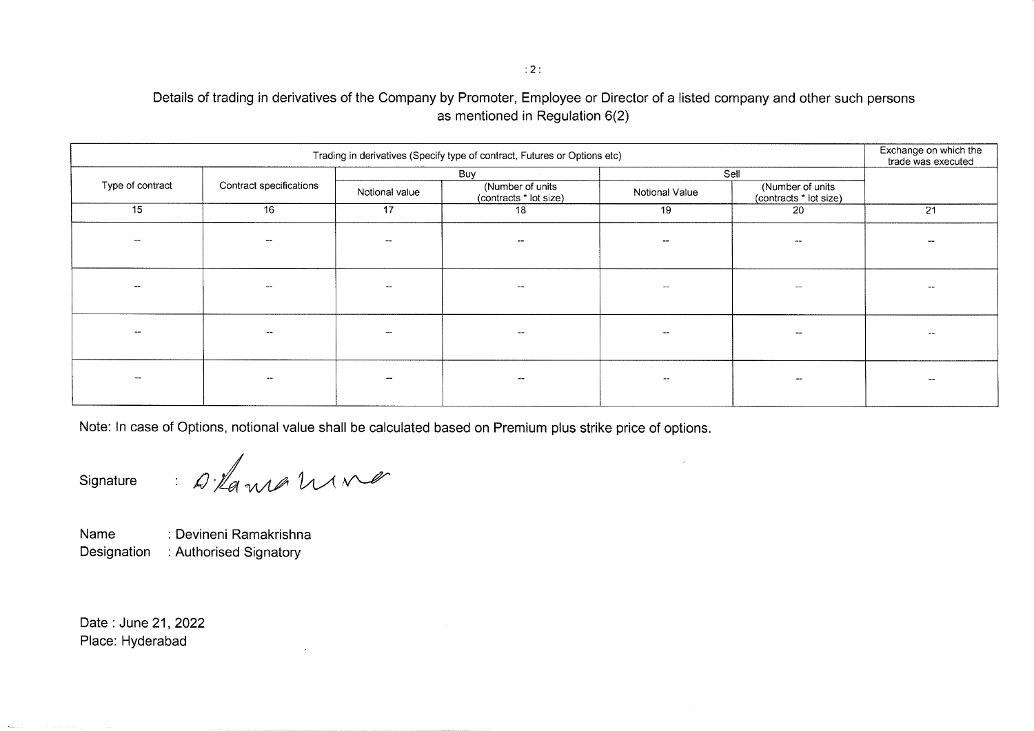Details of trading in derivatives of the Company by Promoter, Employee or Director of a listed company and other such persons as mentioned in Regulation 6(2)

| Trading in derivatives (Specify type of contract, Futures or Options etc) | | | | | | Exchange on which the trade was executed |
|---|---|---|---|---|---|---|
| Type of contract | Contract specifications | Buy | | Sell | | |
| | | Notional value | (Number of units (contracts * lot size) | Notional Value | (Number of units (contracts * lot size) | |
| 15 | 16 | 17 | 18 | 19 | 20 | 21 |
| -- | -- | -- | -- | -- | -- | -- |
| -- | -- | -- | -- | -- | -- | -- |
| -- | -- | -- | -- | -- | -- | -- |
| -- | -- | -- | -- | -- | -- | -- |

Note: In case of Options, notional value shall be calculated based on Premium plus strike price of options.

Signature : D.Ramakrishna

Name : Devineni Ramakrishna
Designation : Authorised Signatory

Date : June 21, 2022
Place: Hyderabad